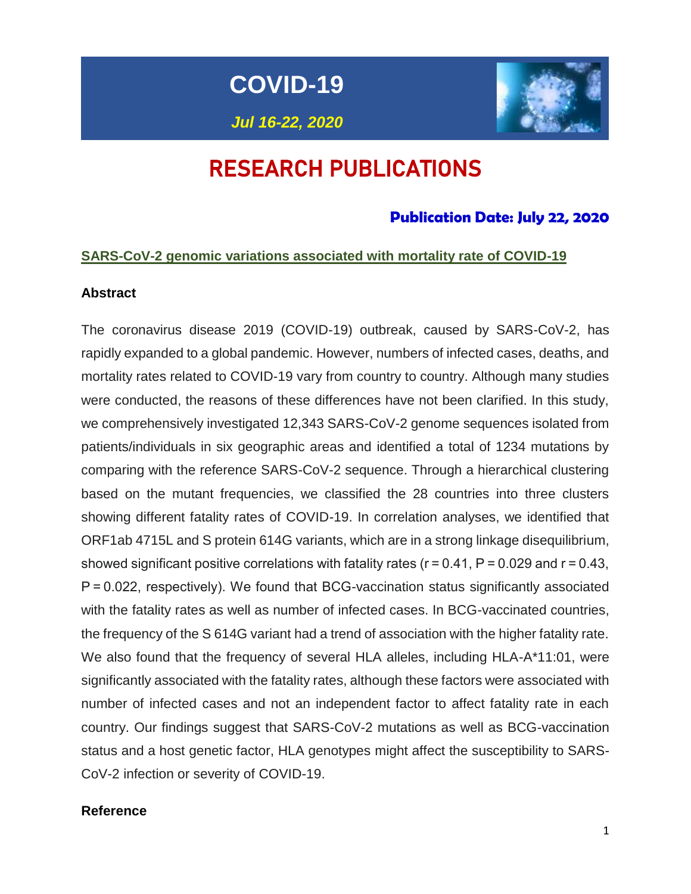# COVID-19

*Jul 16-22, 2020*

# RESEARCH PUBLICATIONS

### Publication Date: July 22, 2020

## SARS-CoV-2 genomic variations associated with mortality rate of COVID-19

**Abstract**

The coronavirus disease 2019 (COVID-19) outbreak, caused by SARS-CoV-2, has rapidly expanded to a global pandemic. However, numbers of infected cases, deaths, and mortality rates related to COVID-19 vary from country to country. Although many studies were conducted, the reasons of these differences have not been clarified. In this study, we comprehensively investigated 12,343 SARS-CoV-2 genome sequences isolated from patients/individuals in six geographic areas and identified a total of 1234 mutations by comparing with the reference SARS-CoV-2 sequence. Through a hierarchical clustering based on the mutant frequencies, we classified the 28 countries into three clusters showing different fatality rates of COVID-19. In correlation analyses, we identified that ORF1ab 4715L and S protein 614G variants, which are in a strong linkage disequilibrium, showed significant positive correlations with fatality rates ($r = 0.41$, $P = 0.029$ and $r = 0.43$, $P = 0.022$, respectively). We found that BCG-vaccination status significantly associated with the fatality rates as well as number of infected cases. In BCG-vaccinated countries, the frequency of the S 614G variant had a trend of association with the higher fatality rate. We also found that the frequency of several HLA alleles, including HLA-A*11:01, were significantly associated with the fatality rates, although these factors were associated with number of infected cases and not an independent factor to affect fatality rate in each country. Our findings suggest that SARS-CoV-2 mutations as well as BCG-vaccination status and a host genetic factor, HLA genotypes might affect the susceptibility to SARS-CoV-2 infection or severity of COVID-19.

**Reference**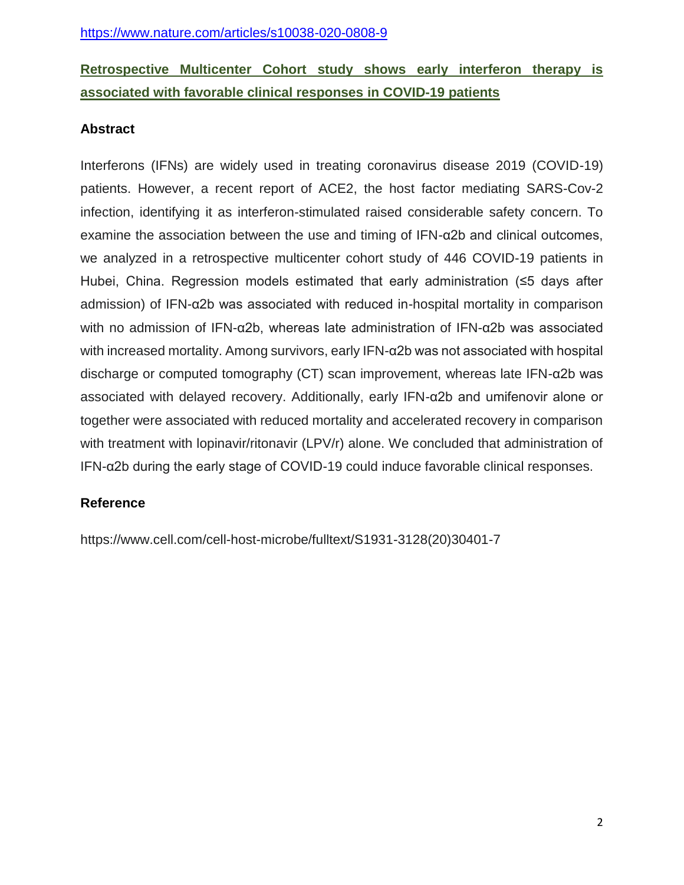https://www.nature.com/articles/s10038-020-0808-9

## Retrospective Multicenter Cohort study shows early interferon therapy is associated with favorable clinical responses in COVID-19 patients

### Abstract

Interferons (IFNs) are widely used in treating coronavirus disease 2019 (COVID-19) patients. However, a recent report of ACE2, the host factor mediating SARS-Cov-2 infection, identifying it as interferon-stimulated raised considerable safety concern. To examine the association between the use and timing of IFN-α2b and clinical outcomes, we analyzed in a retrospective multicenter cohort study of 446 COVID-19 patients in Hubei, China. Regression models estimated that early administration (≤5 days after admission) of IFN-α2b was associated with reduced in-hospital mortality in comparison with no admission of IFN-α2b, whereas late administration of IFN-α2b was associated with increased mortality. Among survivors, early IFN-α2b was not associated with hospital discharge or computed tomography (CT) scan improvement, whereas late IFN-α2b was associated with delayed recovery. Additionally, early IFN-α2b and umifenovir alone or together were associated with reduced mortality and accelerated recovery in comparison with treatment with lopinavir/ritonavir (LPV/r) alone. We concluded that administration of IFN-α2b during the early stage of COVID-19 could induce favorable clinical responses.

### Reference

https://www.cell.com/cell-host-microbe/fulltext/S1931-3128(20)30401-7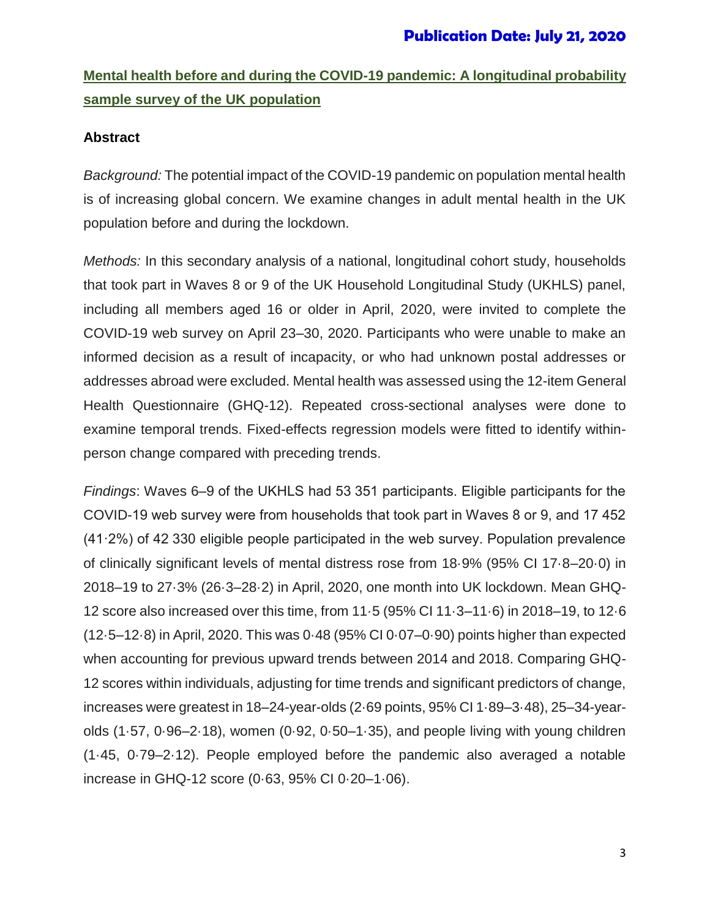## Mental health before and during the COVID-19 pandemic: A longitudinal probability sample survey of the UK population

### Abstract

*Background:* The potential impact of the COVID-19 pandemic on population mental health is of increasing global concern. We examine changes in adult mental health in the UK population before and during the lockdown.

*Methods:* In this secondary analysis of a national, longitudinal cohort study, households that took part in Waves 8 or 9 of the UK Household Longitudinal Study (UKHLS) panel, including all members aged 16 or older in April, 2020, were invited to complete the COVID-19 web survey on April 23–30, 2020. Participants who were unable to make an informed decision as a result of incapacity, or who had unknown postal addresses or addresses abroad were excluded. Mental health was assessed using the 12-item General Health Questionnaire (GHQ-12). Repeated cross-sectional analyses were done to examine temporal trends. Fixed-effects regression models were fitted to identify within-person change compared with preceding trends.

*Findings*: Waves 6–9 of the UKHLS had 53 351 participants. Eligible participants for the COVID-19 web survey were from households that took part in Waves 8 or 9, and 17 452 (41·2%) of 42 330 eligible people participated in the web survey. Population prevalence of clinically significant levels of mental distress rose from 18·9% (95% CI 17·8–20·0) in 2018–19 to 27·3% (26·3–28·2) in April, 2020, one month into UK lockdown. Mean GHQ-12 score also increased over this time, from 11·5 (95% CI 11·3–11·6) in 2018–19, to 12·6 (12·5–12·8) in April, 2020. This was 0·48 (95% CI 0·07–0·90) points higher than expected when accounting for previous upward trends between 2014 and 2018. Comparing GHQ-12 scores within individuals, adjusting for time trends and significant predictors of change, increases were greatest in 18–24-year-olds (2·69 points, 95% CI 1·89–3·48), 25–34-year-olds (1·57, 0·96–2·18), women (0·92, 0·50–1·35), and people living with young children (1·45, 0·79–2·12). People employed before the pandemic also averaged a notable increase in GHQ-12 score (0·63, 95% CI 0·20–1·06).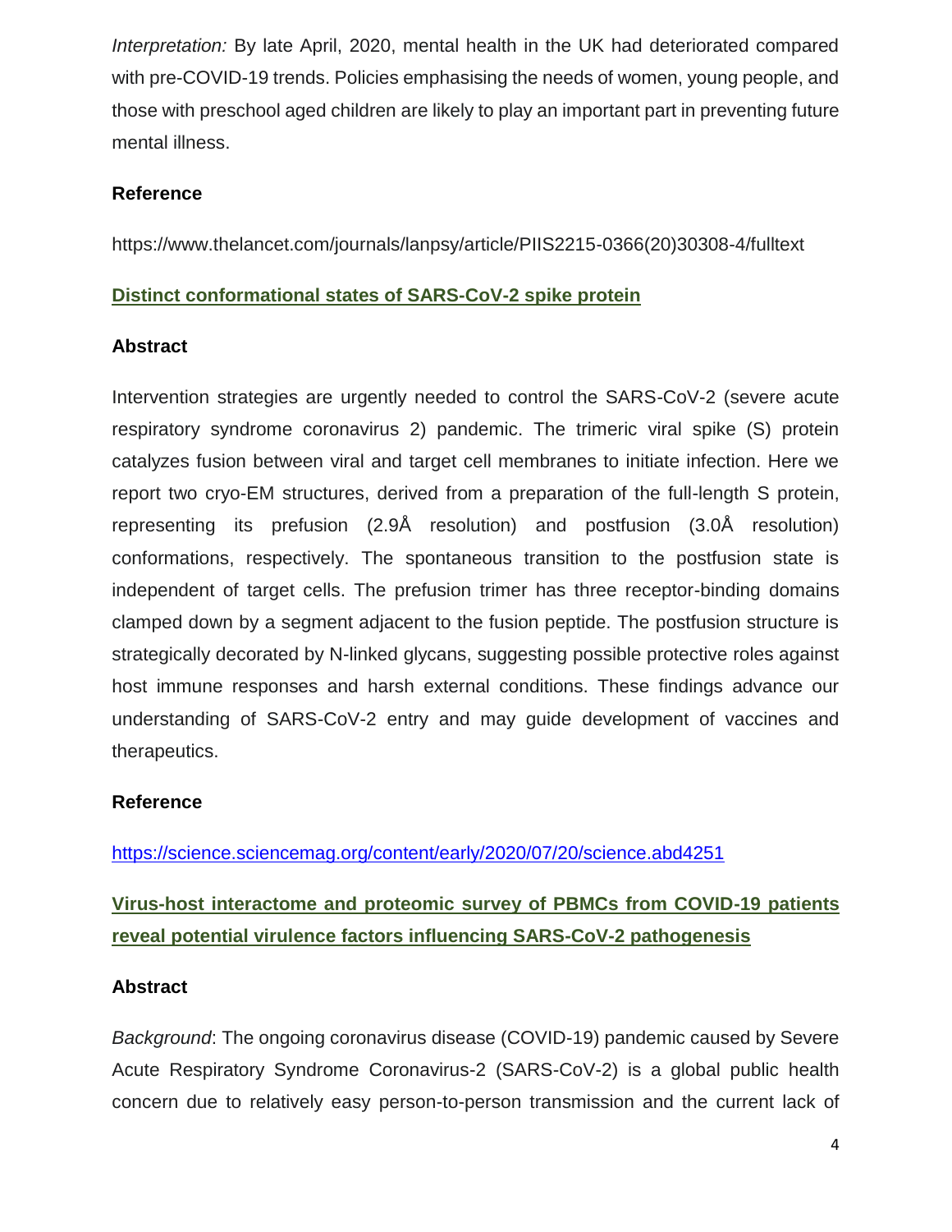*Interpretation:* By late April, 2020, mental health in the UK had deteriorated compared with pre-COVID-19 trends. Policies emphasising the needs of women, young people, and those with preschool aged children are likely to play an important part in preventing future mental illness.

**Reference**

https://www.thelancet.com/journals/lanpsy/article/PIIS2215-0366(20)30308-4/fulltext

## Distinct conformational states of SARS-CoV-2 spike protein

**Abstract**

Intervention strategies are urgently needed to control the SARS-CoV-2 (severe acute respiratory syndrome coronavirus 2) pandemic. The trimeric viral spike (S) protein catalyzes fusion between viral and target cell membranes to initiate infection. Here we report two cryo-EM structures, derived from a preparation of the full-length S protein, representing its prefusion (2.9Å resolution) and postfusion (3.0Å resolution) conformations, respectively. The spontaneous transition to the postfusion state is independent of target cells. The prefusion trimer has three receptor-binding domains clamped down by a segment adjacent to the fusion peptide. The postfusion structure is strategically decorated by N-linked glycans, suggesting possible protective roles against host immune responses and harsh external conditions. These findings advance our understanding of SARS-CoV-2 entry and may guide development of vaccines and therapeutics.

**Reference**

https://science.sciencemag.org/content/early/2020/07/20/science.abd4251

## Virus-host interactome and proteomic survey of PBMCs from COVID-19 patients reveal potential virulence factors influencing SARS-CoV-2 pathogenesis

**Abstract**

*Background*: The ongoing coronavirus disease (COVID-19) pandemic caused by Severe Acute Respiratory Syndrome Coronavirus-2 (SARS-CoV-2) is a global public health concern due to relatively easy person-to-person transmission and the current lack of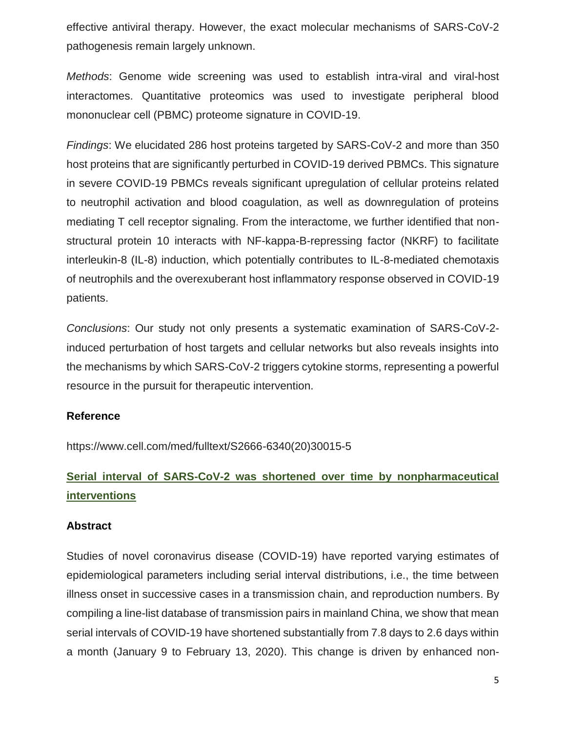effective antiviral therapy. However, the exact molecular mechanisms of SARS-CoV-2 pathogenesis remain largely unknown.

*Methods*: Genome wide screening was used to establish intra-viral and viral-host interactomes. Quantitative proteomics was used to investigate peripheral blood mononuclear cell (PBMC) proteome signature in COVID-19.

*Findings*: We elucidated 286 host proteins targeted by SARS-CoV-2 and more than 350 host proteins that are significantly perturbed in COVID-19 derived PBMCs. This signature in severe COVID-19 PBMCs reveals significant upregulation of cellular proteins related to neutrophil activation and blood coagulation, as well as downregulation of proteins mediating T cell receptor signaling. From the interactome, we further identified that non-structural protein 10 interacts with NF-kappa-B-repressing factor (NKRF) to facilitate interleukin-8 (IL-8) induction, which potentially contributes to IL-8-mediated chemotaxis of neutrophils and the overexuberant host inflammatory response observed in COVID-19 patients.

*Conclusions*: Our study not only presents a systematic examination of SARS-CoV-2-induced perturbation of host targets and cellular networks but also reveals insights into the mechanisms by which SARS-CoV-2 triggers cytokine storms, representing a powerful resource in the pursuit for therapeutic intervention.

### Reference

https://www.cell.com/med/fulltext/S2666-6340(20)30015-5

## Serial interval of SARS-CoV-2 was shortened over time by nonpharmaceutical interventions

### Abstract

Studies of novel coronavirus disease (COVID-19) have reported varying estimates of epidemiological parameters including serial interval distributions, i.e., the time between illness onset in successive cases in a transmission chain, and reproduction numbers. By compiling a line-list database of transmission pairs in mainland China, we show that mean serial intervals of COVID-19 have shortened substantially from 7.8 days to 2.6 days within a month (January 9 to February 13, 2020). This change is driven by enhanced non-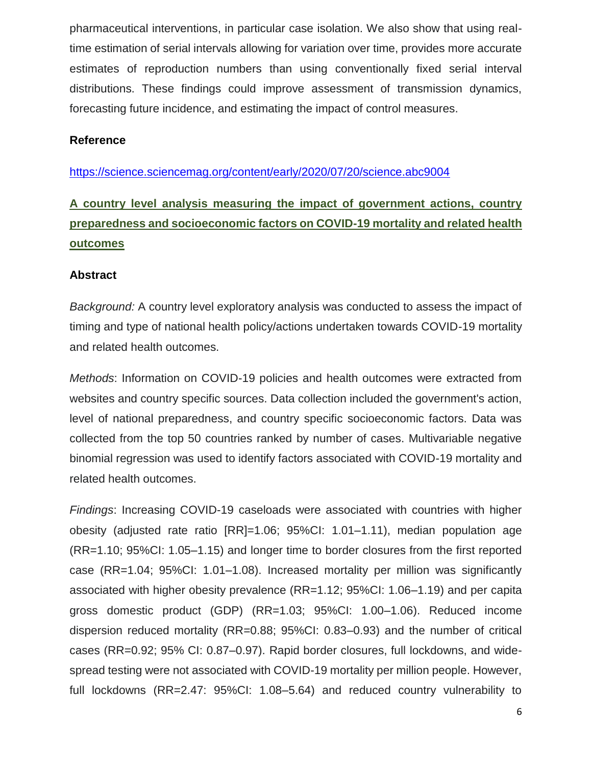pharmaceutical interventions, in particular case isolation. We also show that using real-time estimation of serial intervals allowing for variation over time, provides more accurate estimates of reproduction numbers than using conventionally fixed serial interval distributions. These findings could improve assessment of transmission dynamics, forecasting future incidence, and estimating the impact of control measures.

**Reference**

https://science.sciencemag.org/content/early/2020/07/20/science.abc9004

## A country level analysis measuring the impact of government actions, country preparedness and socioeconomic factors on COVID-19 mortality and related health outcomes

**Abstract**

*Background:* A country level exploratory analysis was conducted to assess the impact of timing and type of national health policy/actions undertaken towards COVID-19 mortality and related health outcomes.

*Methods*: Information on COVID-19 policies and health outcomes were extracted from websites and country specific sources. Data collection included the government's action, level of national preparedness, and country specific socioeconomic factors. Data was collected from the top 50 countries ranked by number of cases. Multivariable negative binomial regression was used to identify factors associated with COVID-19 mortality and related health outcomes.

*Findings*: Increasing COVID-19 caseloads were associated with countries with higher obesity (adjusted rate ratio [RR]=1.06; 95%CI: 1.01–1.11), median population age (RR=1.10; 95%CI: 1.05–1.15) and longer time to border closures from the first reported case (RR=1.04; 95%CI: 1.01–1.08). Increased mortality per million was significantly associated with higher obesity prevalence (RR=1.12; 95%CI: 1.06–1.19) and per capita gross domestic product (GDP) (RR=1.03; 95%CI: 1.00–1.06). Reduced income dispersion reduced mortality (RR=0.88; 95%CI: 0.83–0.93) and the number of critical cases (RR=0.92; 95% CI: 0.87–0.97). Rapid border closures, full lockdowns, and wide-spread testing were not associated with COVID-19 mortality per million people. However, full lockdowns (RR=2.47: 95%CI: 1.08–5.64) and reduced country vulnerability to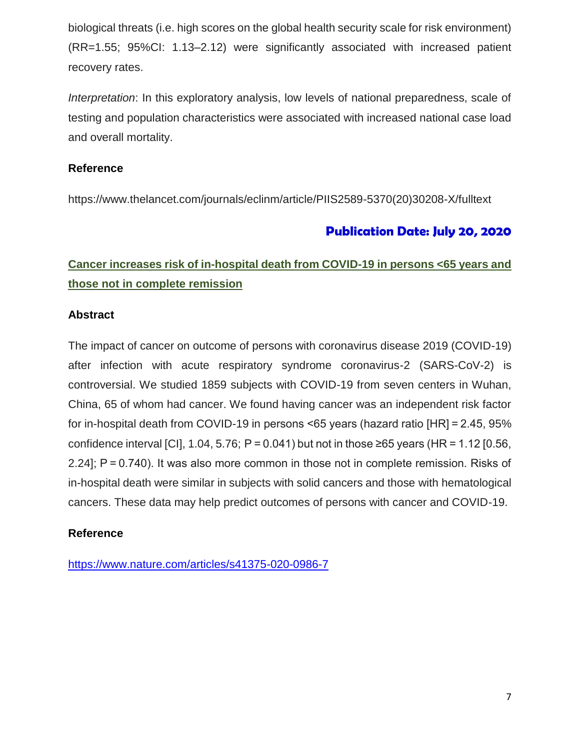biological threats (i.e. high scores on the global health security scale for risk environment) (RR=1.55; 95%CI: 1.13–2.12) were significantly associated with increased patient recovery rates.

*Interpretation*: In this exploratory analysis, low levels of national preparedness, scale of testing and population characteristics were associated with increased national case load and overall mortality.

**Reference**

https://www.thelancet.com/journals/eclinm/article/PIIS2589-5370(20)30208-X/fulltext

**Publication Date: July 20, 2020**

## Cancer increases risk of in-hospital death from COVID-19 in persons <65 years and those not in complete remission

**Abstract**

The impact of cancer on outcome of persons with coronavirus disease 2019 (COVID-19) after infection with acute respiratory syndrome coronavirus-2 (SARS-CoV-2) is controversial. We studied 1859 subjects with COVID-19 from seven centers in Wuhan, China, 65 of whom had cancer. We found having cancer was an independent risk factor for in-hospital death from COVID-19 in persons <65 years (hazard ratio [HR] = 2.45, 95% confidence interval [CI], 1.04, 5.76; P = 0.041) but not in those ≥65 years (HR = 1.12 [0.56, 2.24]; P = 0.740). It was also more common in those not in complete remission. Risks of in-hospital death were similar in subjects with solid cancers and those with hematological cancers. These data may help predict outcomes of persons with cancer and COVID-19.

**Reference**

https://www.nature.com/articles/s41375-020-0986-7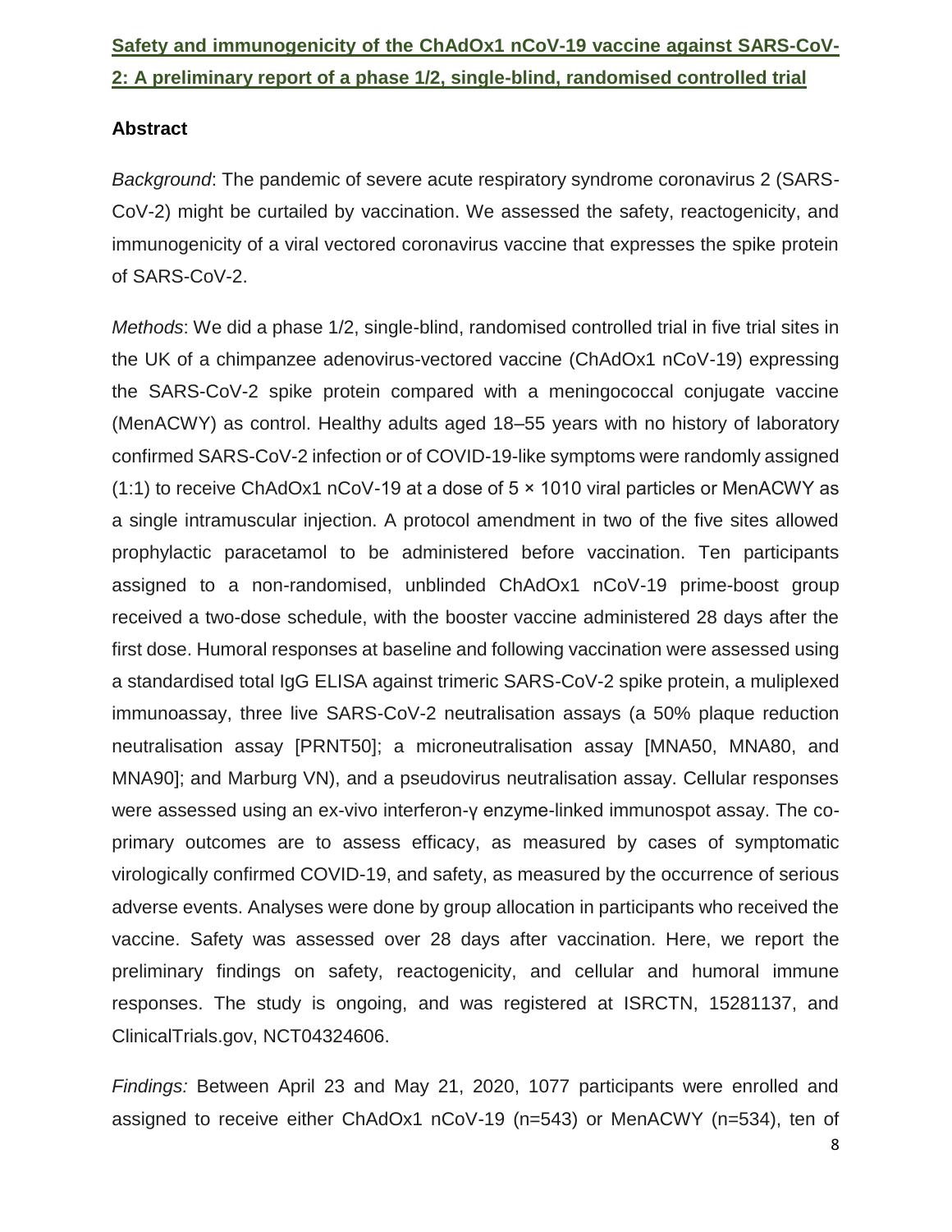## Safety and immunogenicity of the ChAdOx1 nCoV-19 vaccine against SARS-CoV-2: A preliminary report of a phase 1/2, single-blind, randomised controlled trial

### Abstract

*Background*: The pandemic of severe acute respiratory syndrome coronavirus 2 (SARS-CoV-2) might be curtailed by vaccination. We assessed the safety, reactogenicity, and immunogenicity of a viral vectored coronavirus vaccine that expresses the spike protein of SARS-CoV-2.

*Methods*: We did a phase 1/2, single-blind, randomised controlled trial in five trial sites in the UK of a chimpanzee adenovirus-vectored vaccine (ChAdOx1 nCoV-19) expressing the SARS-CoV-2 spike protein compared with a meningococcal conjugate vaccine (MenACWY) as control. Healthy adults aged 18–55 years with no history of laboratory confirmed SARS-CoV-2 infection or of COVID-19-like symptoms were randomly assigned (1:1) to receive ChAdOx1 nCoV-19 at a dose of $5 \times 10^{10}$ viral particles or MenACWY as a single intramuscular injection. A protocol amendment in two of the five sites allowed prophylactic paracetamol to be administered before vaccination. Ten participants assigned to a non-randomised, unblinded ChAdOx1 nCoV-19 prime-boost group received a two-dose schedule, with the booster vaccine administered 28 days after the first dose. Humoral responses at baseline and following vaccination were assessed using a standardised total IgG ELISA against trimeric SARS-CoV-2 spike protein, a muliplexed immunoassay, three live SARS-CoV-2 neutralisation assays (a 50% plaque reduction neutralisation assay [PRNT50]; a microneutralisation assay [MNA50, MNA80, and MNA90]; and Marburg VN), and a pseudovirus neutralisation assay. Cellular responses were assessed using an ex-vivo interferon-γ enzyme-linked immunospot assay. The co-primary outcomes are to assess efficacy, as measured by cases of symptomatic virologically confirmed COVID-19, and safety, as measured by the occurrence of serious adverse events. Analyses were done by group allocation in participants who received the vaccine. Safety was assessed over 28 days after vaccination. Here, we report the preliminary findings on safety, reactogenicity, and cellular and humoral immune responses. The study is ongoing, and was registered at ISRCTN, 15281137, and ClinicalTrials.gov, NCT04324606.

*Findings:* Between April 23 and May 21, 2020, 1077 participants were enrolled and assigned to receive either ChAdOx1 nCoV-19 (n=543) or MenACWY (n=534), ten of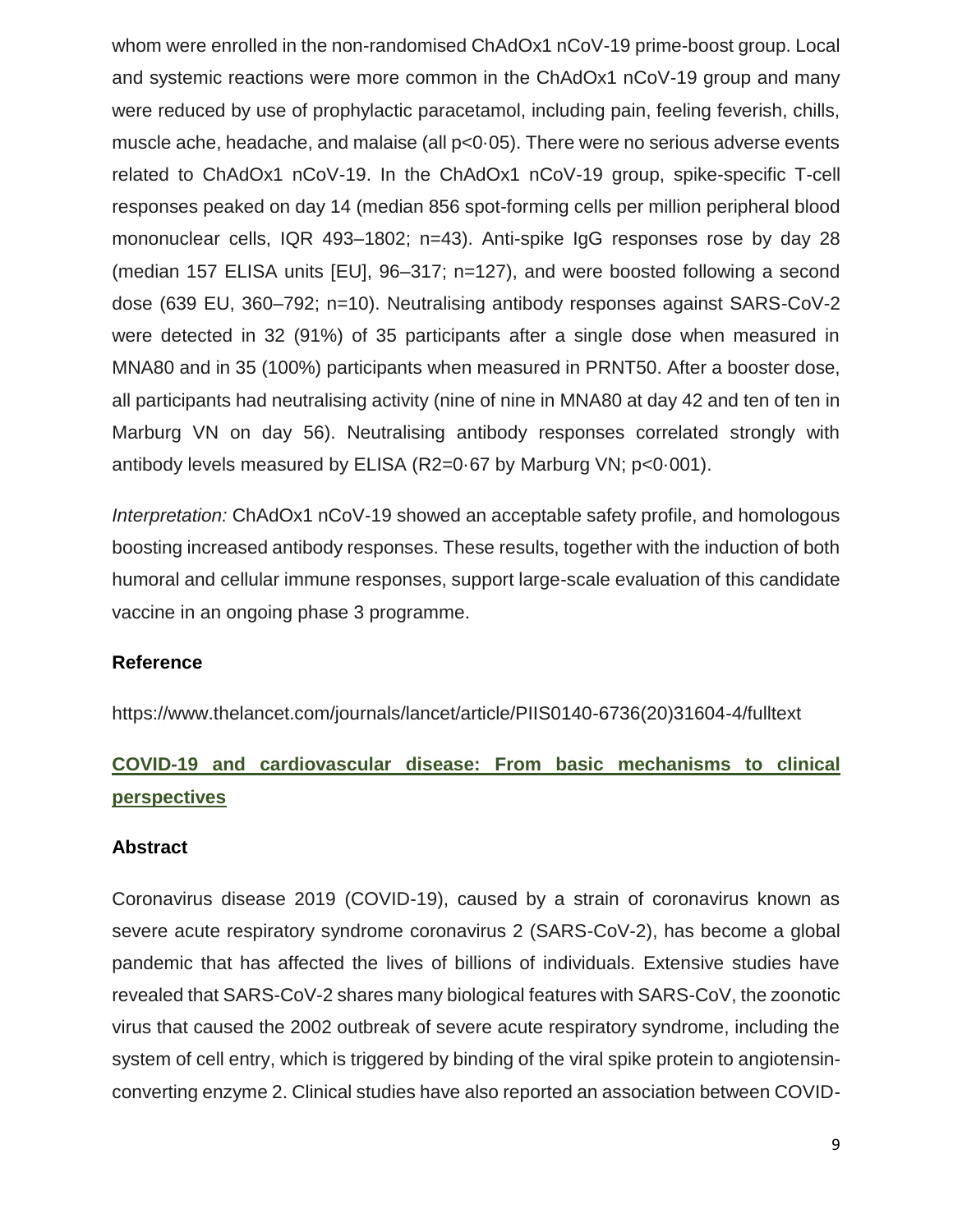whom were enrolled in the non-randomised ChAdOx1 nCoV-19 prime-boost group. Local and systemic reactions were more common in the ChAdOx1 nCoV-19 group and many were reduced by use of prophylactic paracetamol, including pain, feeling feverish, chills, muscle ache, headache, and malaise (all $p<0·05$). There were no serious adverse events related to ChAdOx1 nCoV-19. In the ChAdOx1 nCoV-19 group, spike-specific T-cell responses peaked on day 14 (median 856 spot-forming cells per million peripheral blood mononuclear cells, IQR 493–1802; n=43). Anti-spike IgG responses rose by day 28 (median 157 ELISA units [EU], 96–317; n=127), and were boosted following a second dose (639 EU, 360–792; n=10). Neutralising antibody responses against SARS-CoV-2 were detected in 32 (91%) of 35 participants after a single dose when measured in MNA80 and in 35 (100%) participants when measured in PRNT50. After a booster dose, all participants had neutralising activity (nine of nine in MNA80 at day 42 and ten of ten in Marburg VN on day 56). Neutralising antibody responses correlated strongly with antibody levels measured by ELISA ($R^2=0·67$ by Marburg VN; $p<0·001$).

*Interpretation:* ChAdOx1 nCoV-19 showed an acceptable safety profile, and homologous boosting increased antibody responses. These results, together with the induction of both humoral and cellular immune responses, support large-scale evaluation of this candidate vaccine in an ongoing phase 3 programme.

**Reference**

https://www.thelancet.com/journals/lancet/article/PIIS0140-6736(20)31604-4/fulltext

## COVID-19 and cardiovascular disease: From basic mechanisms to clinical perspectives

**Abstract**

Coronavirus disease 2019 (COVID-19), caused by a strain of coronavirus known as severe acute respiratory syndrome coronavirus 2 (SARS-CoV-2), has become a global pandemic that has affected the lives of billions of individuals. Extensive studies have revealed that SARS-CoV-2 shares many biological features with SARS-CoV, the zoonotic virus that caused the 2002 outbreak of severe acute respiratory syndrome, including the system of cell entry, which is triggered by binding of the viral spike protein to angiotensin-converting enzyme 2. Clinical studies have also reported an association between COVID-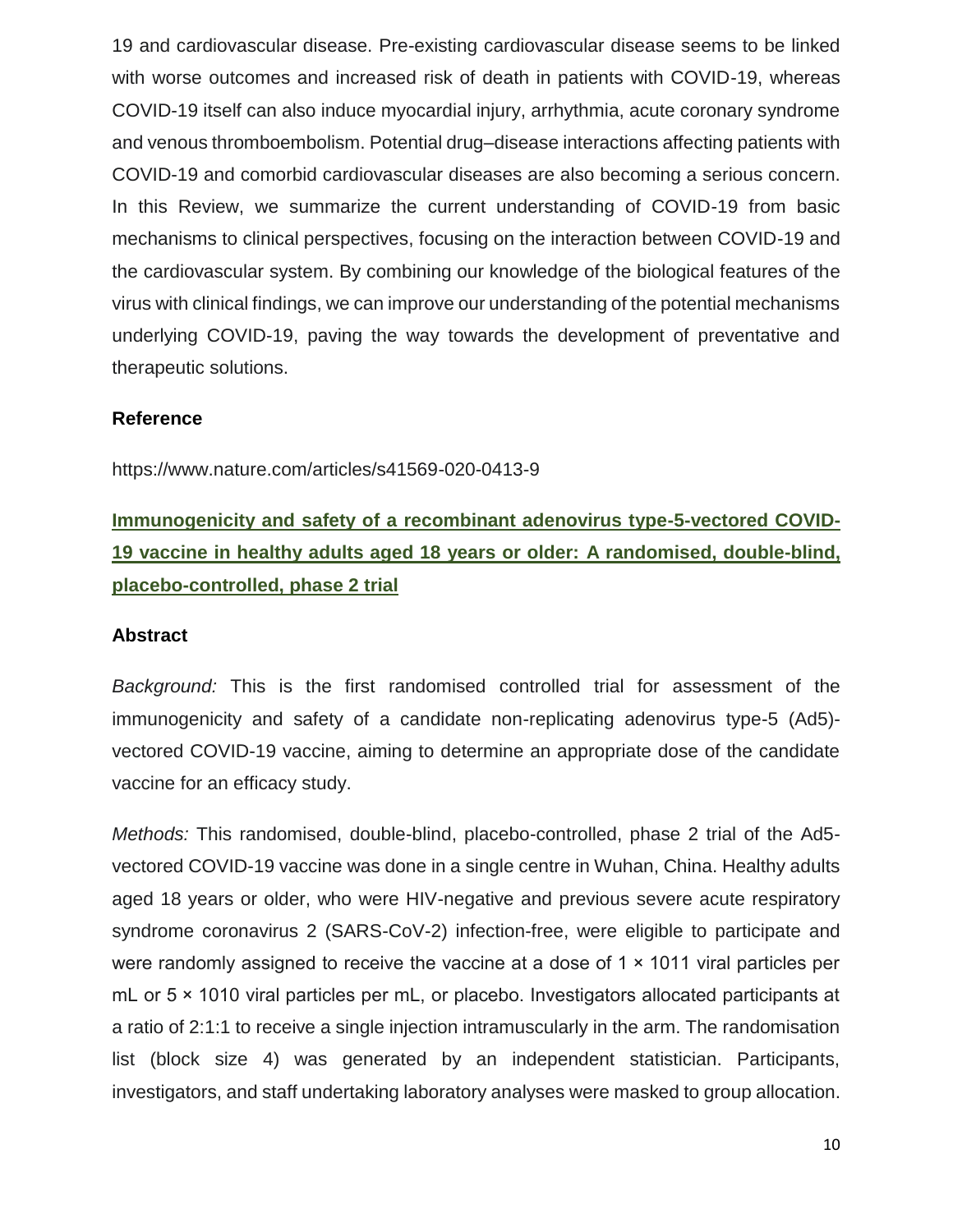19 and cardiovascular disease. Pre-existing cardiovascular disease seems to be linked with worse outcomes and increased risk of death in patients with COVID-19, whereas COVID-19 itself can also induce myocardial injury, arrhythmia, acute coronary syndrome and venous thromboembolism. Potential drug–disease interactions affecting patients with COVID-19 and comorbid cardiovascular diseases are also becoming a serious concern. In this Review, we summarize the current understanding of COVID-19 from basic mechanisms to clinical perspectives, focusing on the interaction between COVID-19 and the cardiovascular system. By combining our knowledge of the biological features of the virus with clinical findings, we can improve our understanding of the potential mechanisms underlying COVID-19, paving the way towards the development of preventative and therapeutic solutions.

**Reference**

https://www.nature.com/articles/s41569-020-0413-9

## Immunogenicity and safety of a recombinant adenovirus type-5-vectored COVID-19 vaccine in healthy adults aged 18 years or older: A randomised, double-blind, placebo-controlled, phase 2 trial

**Abstract**

*Background:* This is the first randomised controlled trial for assessment of the immunogenicity and safety of a candidate non-replicating adenovirus type-5 (Ad5)-vectored COVID-19 vaccine, aiming to determine an appropriate dose of the candidate vaccine for an efficacy study.

*Methods:* This randomised, double-blind, placebo-controlled, phase 2 trial of the Ad5-vectored COVID-19 vaccine was done in a single centre in Wuhan, China. Healthy adults aged 18 years or older, who were HIV-negative and previous severe acute respiratory syndrome coronavirus 2 (SARS-CoV-2) infection-free, were eligible to participate and were randomly assigned to receive the vaccine at a dose of $1 \times 10^{11}$ viral particles per mL or $5 \times 10^{10}$ viral particles per mL, or placebo. Investigators allocated participants at a ratio of 2:1:1 to receive a single injection intramuscularly in the arm. The randomisation list (block size 4) was generated by an independent statistician. Participants, investigators, and staff undertaking laboratory analyses were masked to group allocation.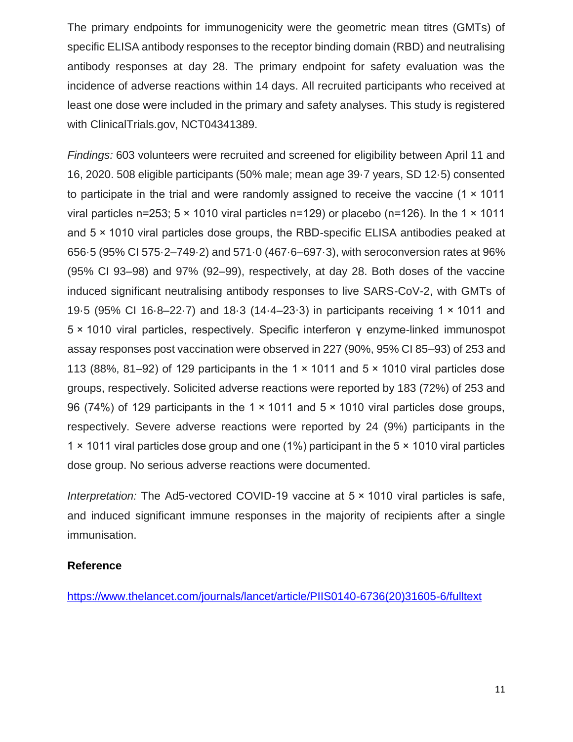The primary endpoints for immunogenicity were the geometric mean titres (GMTs) of specific ELISA antibody responses to the receptor binding domain (RBD) and neutralising antibody responses at day 28. The primary endpoint for safety evaluation was the incidence of adverse reactions within 14 days. All recruited participants who received at least one dose were included in the primary and safety analyses. This study is registered with ClinicalTrials.gov, NCT04341389.

*Findings:* 603 volunteers were recruited and screened for eligibility between April 11 and 16, 2020. 508 eligible participants (50% male; mean age 39·7 years, SD 12·5) consented to participate in the trial and were randomly assigned to receive the vaccine (1 × 1011 viral particles n=253; 5 × 1010 viral particles n=129) or placebo (n=126). In the 1 × 1011 and 5 × 1010 viral particles dose groups, the RBD-specific ELISA antibodies peaked at 656·5 (95% CI 575·2–749·2) and 571·0 (467·6–697·3), with seroconversion rates at 96% (95% CI 93–98) and 97% (92–99), respectively, at day 28. Both doses of the vaccine induced significant neutralising antibody responses to live SARS-CoV-2, with GMTs of 19·5 (95% CI 16·8–22·7) and 18·3 (14·4–23·3) in participants receiving 1 × 1011 and 5 × 1010 viral particles, respectively. Specific interferon γ enzyme-linked immunospot assay responses post vaccination were observed in 227 (90%, 95% CI 85–93) of 253 and 113 (88%, 81–92) of 129 participants in the 1 × 1011 and 5 × 1010 viral particles dose groups, respectively. Solicited adverse reactions were reported by 183 (72%) of 253 and 96 (74%) of 129 participants in the 1 × 1011 and 5 × 1010 viral particles dose groups, respectively. Severe adverse reactions were reported by 24 (9%) participants in the 1 × 1011 viral particles dose group and one (1%) participant in the 5 × 1010 viral particles dose group. No serious adverse reactions were documented.

*Interpretation:* The Ad5-vectored COVID-19 vaccine at 5 × 1010 viral particles is safe, and induced significant immune responses in the majority of recipients after a single immunisation.

**Reference**

https://www.thelancet.com/journals/lancet/article/PIIS0140-6736(20)31605-6/fulltext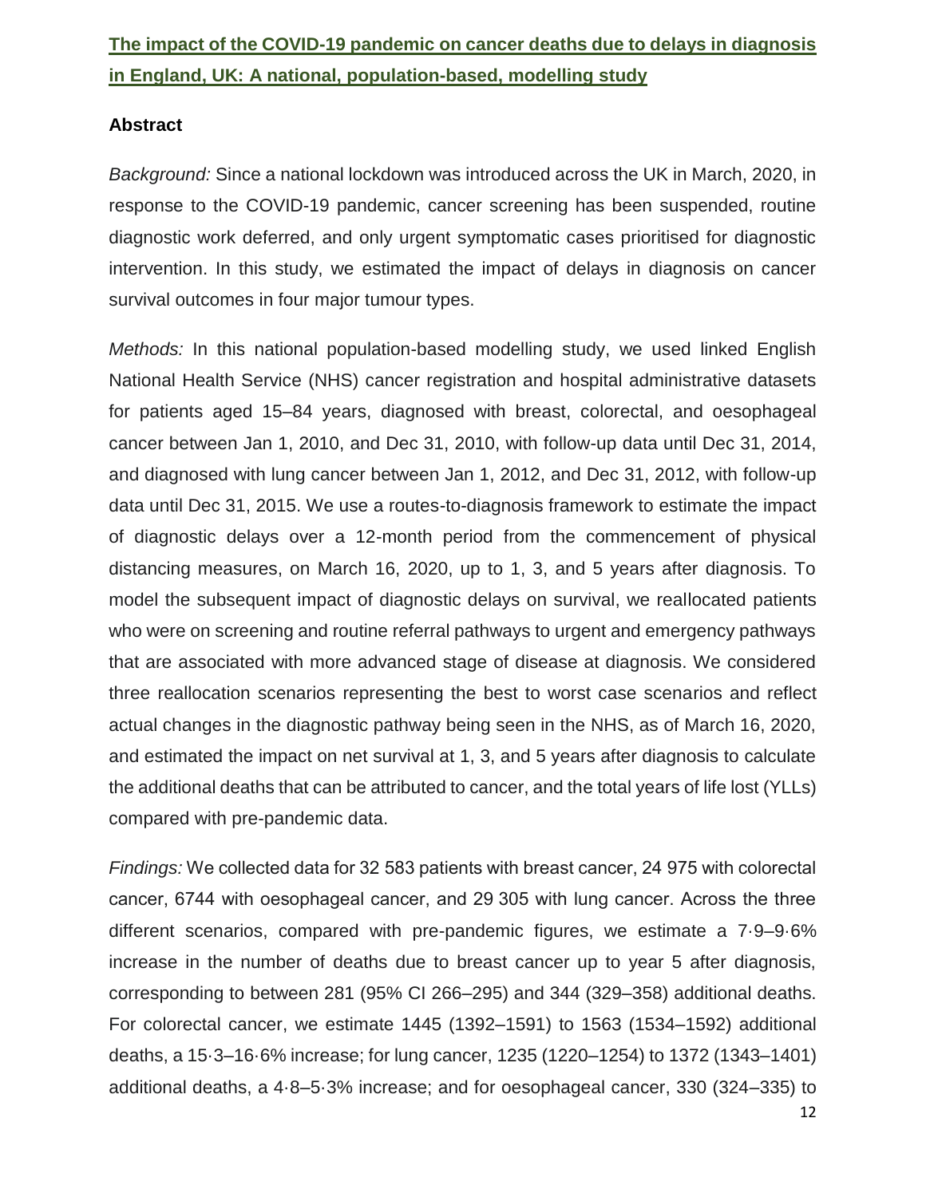**The impact of the COVID-19 pandemic on cancer deaths due to delays in diagnosis in England, UK: A national, population-based, modelling study**

## Abstract

*Background:* Since a national lockdown was introduced across the UK in March, 2020, in response to the COVID-19 pandemic, cancer screening has been suspended, routine diagnostic work deferred, and only urgent symptomatic cases prioritised for diagnostic intervention. In this study, we estimated the impact of delays in diagnosis on cancer survival outcomes in four major tumour types.

*Methods:* In this national population-based modelling study, we used linked English National Health Service (NHS) cancer registration and hospital administrative datasets for patients aged 15–84 years, diagnosed with breast, colorectal, and oesophageal cancer between Jan 1, 2010, and Dec 31, 2010, with follow-up data until Dec 31, 2014, and diagnosed with lung cancer between Jan 1, 2012, and Dec 31, 2012, with follow-up data until Dec 31, 2015. We use a routes-to-diagnosis framework to estimate the impact of diagnostic delays over a 12-month period from the commencement of physical distancing measures, on March 16, 2020, up to 1, 3, and 5 years after diagnosis. To model the subsequent impact of diagnostic delays on survival, we reallocated patients who were on screening and routine referral pathways to urgent and emergency pathways that are associated with more advanced stage of disease at diagnosis. We considered three reallocation scenarios representing the best to worst case scenarios and reflect actual changes in the diagnostic pathway being seen in the NHS, as of March 16, 2020, and estimated the impact on net survival at 1, 3, and 5 years after diagnosis to calculate the additional deaths that can be attributed to cancer, and the total years of life lost (YLLs) compared with pre-pandemic data.

*Findings:* We collected data for 32 583 patients with breast cancer, 24 975 with colorectal cancer, 6744 with oesophageal cancer, and 29 305 with lung cancer. Across the three different scenarios, compared with pre-pandemic figures, we estimate a 7·9–9·6% increase in the number of deaths due to breast cancer up to year 5 after diagnosis, corresponding to between 281 (95% CI 266–295) and 344 (329–358) additional deaths. For colorectal cancer, we estimate 1445 (1392–1591) to 1563 (1534–1592) additional deaths, a 15·3–16·6% increase; for lung cancer, 1235 (1220–1254) to 1372 (1343–1401) additional deaths, a 4·8–5·3% increase; and for oesophageal cancer, 330 (324–335) to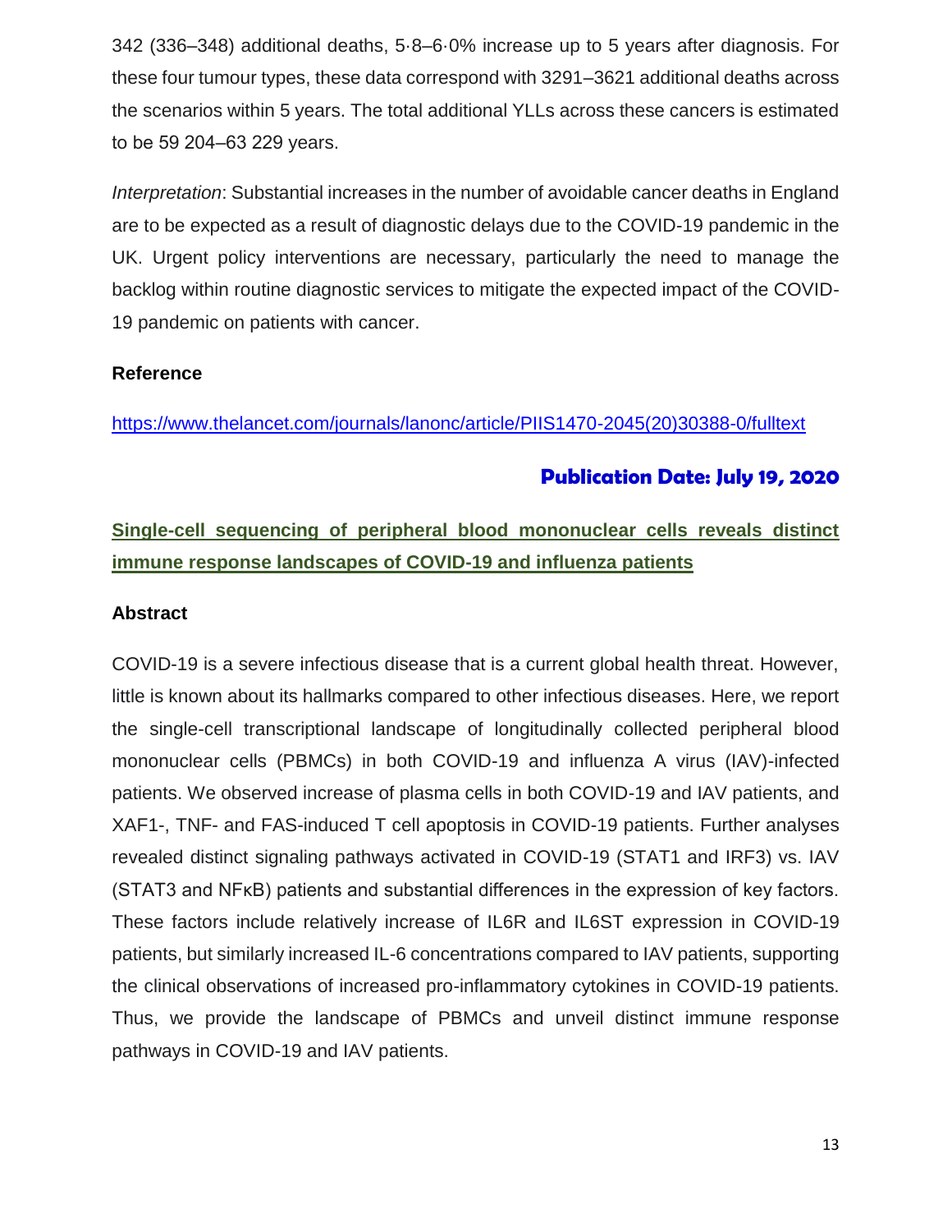342 (336–348) additional deaths, 5·8–6·0% increase up to 5 years after diagnosis. For these four tumour types, these data correspond with 3291–3621 additional deaths across the scenarios within 5 years. The total additional YLLs across these cancers is estimated to be 59 204–63 229 years.

*Interpretation*: Substantial increases in the number of avoidable cancer deaths in England are to be expected as a result of diagnostic delays due to the COVID-19 pandemic in the UK. Urgent policy interventions are necessary, particularly the need to manage the backlog within routine diagnostic services to mitigate the expected impact of the COVID-19 pandemic on patients with cancer.

**Reference**

https://www.thelancet.com/journals/lanonc/article/PIIS1470-2045(20)30388-0/fulltext

**Publication Date: July 19, 2020**

## Single-cell sequencing of peripheral blood mononuclear cells reveals distinct immune response landscapes of COVID-19 and influenza patients

**Abstract**

COVID-19 is a severe infectious disease that is a current global health threat. However, little is known about its hallmarks compared to other infectious diseases. Here, we report the single-cell transcriptional landscape of longitudinally collected peripheral blood mononuclear cells (PBMCs) in both COVID-19 and influenza A virus (IAV)-infected patients. We observed increase of plasma cells in both COVID-19 and IAV patients, and XAF1-, TNF- and FAS-induced T cell apoptosis in COVID-19 patients. Further analyses revealed distinct signaling pathways activated in COVID-19 (STAT1 and IRF3) vs. IAV (STAT3 and NFκB) patients and substantial differences in the expression of key factors. These factors include relatively increase of IL6R and IL6ST expression in COVID-19 patients, but similarly increased IL-6 concentrations compared to IAV patients, supporting the clinical observations of increased pro-inflammatory cytokines in COVID-19 patients. Thus, we provide the landscape of PBMCs and unveil distinct immune response pathways in COVID-19 and IAV patients.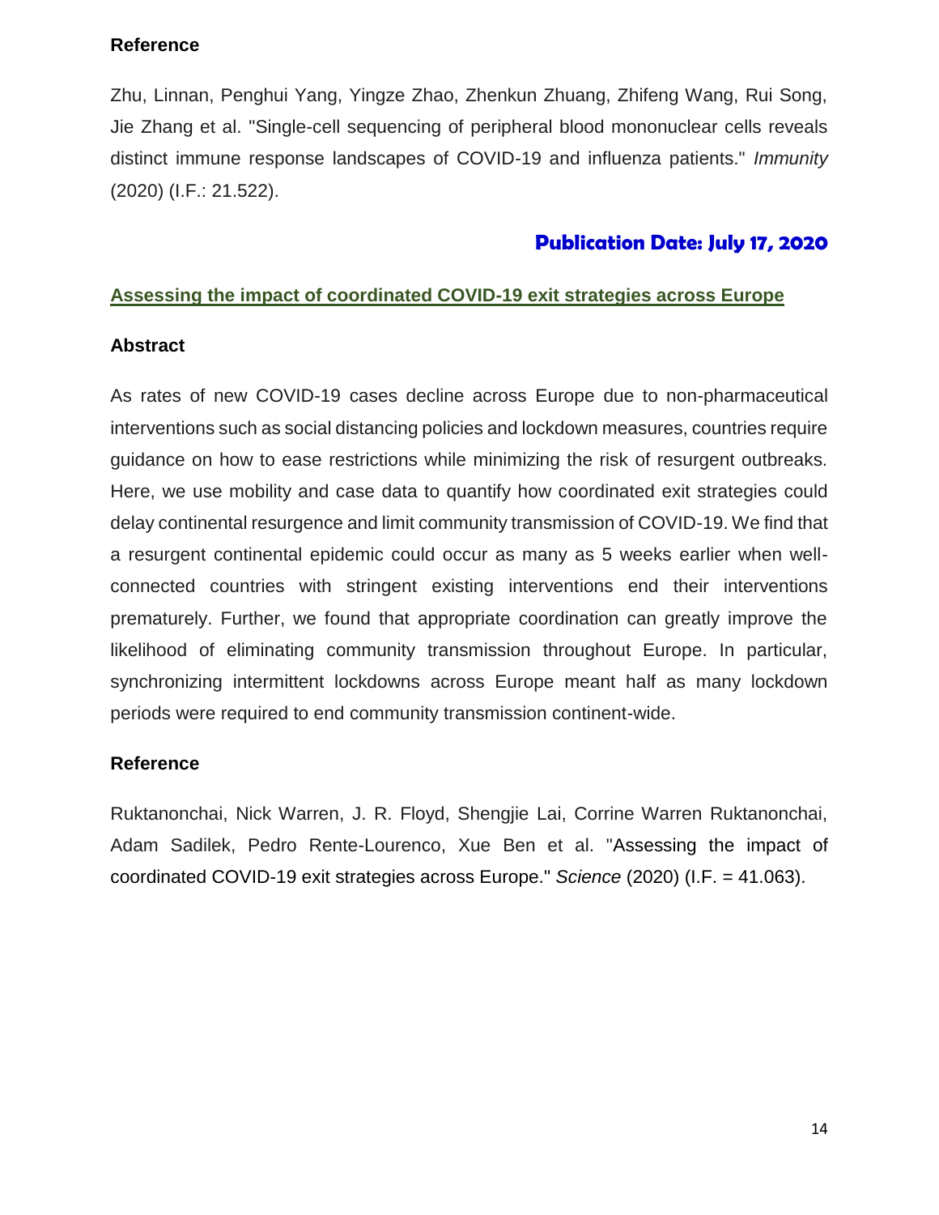### Reference

Zhu, Linnan, Penghui Yang, Yingze Zhao, Zhenkun Zhuang, Zhifeng Wang, Rui Song, Jie Zhang et al. "Single-cell sequencing of peripheral blood mononuclear cells reveals distinct immune response landscapes of COVID-19 and influenza patients." *Immunity* (2020) (I.F.: 21.522).

## Publication Date: July 17, 2020

### Assessing the impact of coordinated COVID-19 exit strategies across Europe

### Abstract

As rates of new COVID-19 cases decline across Europe due to non-pharmaceutical interventions such as social distancing policies and lockdown measures, countries require guidance on how to ease restrictions while minimizing the risk of resurgent outbreaks. Here, we use mobility and case data to quantify how coordinated exit strategies could delay continental resurgence and limit community transmission of COVID-19. We find that a resurgent continental epidemic could occur as many as 5 weeks earlier when well-connected countries with stringent existing interventions end their interventions prematurely. Further, we found that appropriate coordination can greatly improve the likelihood of eliminating community transmission throughout Europe. In particular, synchronizing intermittent lockdowns across Europe meant half as many lockdown periods were required to end community transmission continent-wide.

### Reference

Ruktanonchai, Nick Warren, J. R. Floyd, Shengjie Lai, Corrine Warren Ruktanonchai, Adam Sadilek, Pedro Rente-Lourenco, Xue Ben et al. "Assessing the impact of coordinated COVID-19 exit strategies across Europe." *Science* (2020) (I.F. = 41.063).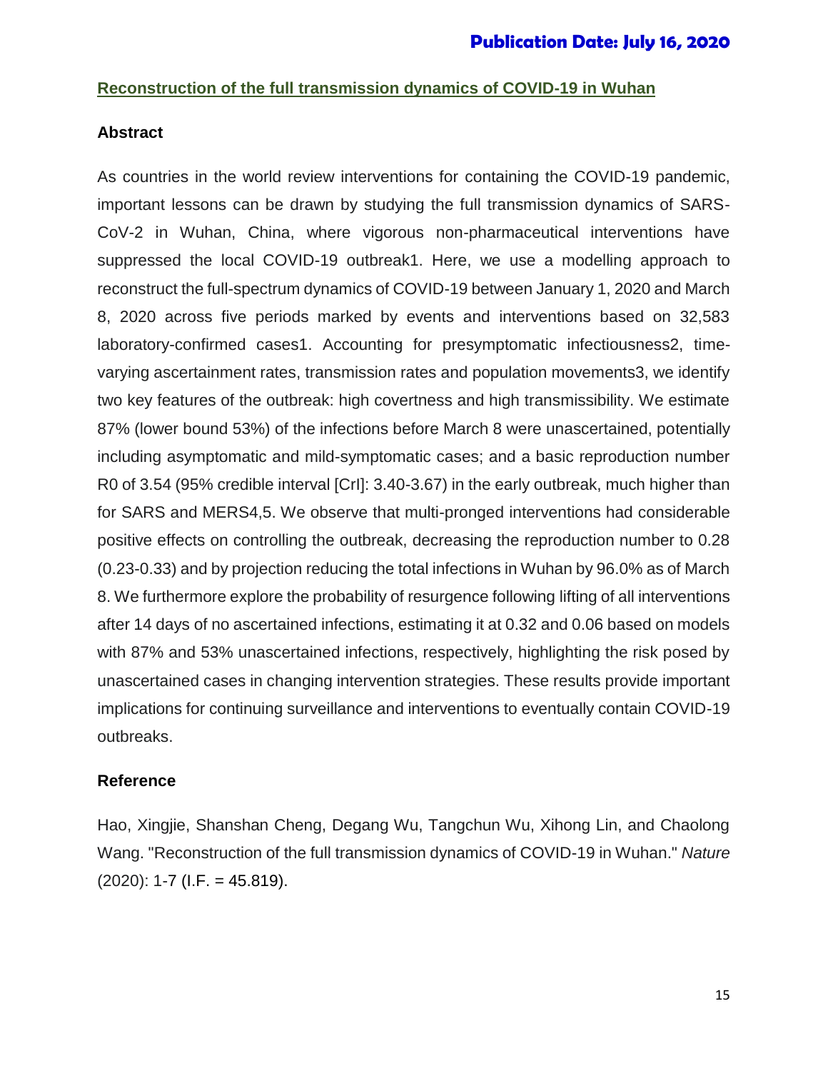**Publication Date: July 16, 2020**

## Reconstruction of the full transmission dynamics of COVID-19 in Wuhan

### Abstract

As countries in the world review interventions for containing the COVID-19 pandemic, important lessons can be drawn by studying the full transmission dynamics of SARS-CoV-2 in Wuhan, China, where vigorous non-pharmaceutical interventions have suppressed the local COVID-19 outbreak[1]. Here, we use a modelling approach to reconstruct the full-spectrum dynamics of COVID-19 between January 1, 2020 and March 8, 2020 across five periods marked by events and interventions based on 32,583 laboratory-confirmed cases[1]. Accounting for presymptomatic infectiousness[2], time-varying ascertainment rates, transmission rates and population movements[3], we identify two key features of the outbreak: high covertness and high transmissibility. We estimate 87% (lower bound 53%) of the infections before March 8 were unascertained, potentially including asymptomatic and mild-symptomatic cases; and a basic reproduction number R0 of 3.54 (95% credible interval [CrI]: 3.40-3.67) in the early outbreak, much higher than for SARS and MERS[4,5]. We observe that multi-pronged interventions had considerable positive effects on controlling the outbreak, decreasing the reproduction number to 0.28 (0.23-0.33) and by projection reducing the total infections in Wuhan by 96.0% as of March 8. We furthermore explore the probability of resurgence following lifting of all interventions after 14 days of no ascertained infections, estimating it at 0.32 and 0.06 based on models with 87% and 53% unascertained infections, respectively, highlighting the risk posed by unascertained cases in changing intervention strategies. These results provide important implications for continuing surveillance and interventions to eventually contain COVID-19 outbreaks.

### Reference

Hao, Xingjie, Shanshan Cheng, Degang Wu, Tangchun Wu, Xihong Lin, and Chaolong Wang. "Reconstruction of the full transmission dynamics of COVID-19 in Wuhan." *Nature* (2020): 1-7 (I.F. = 45.819).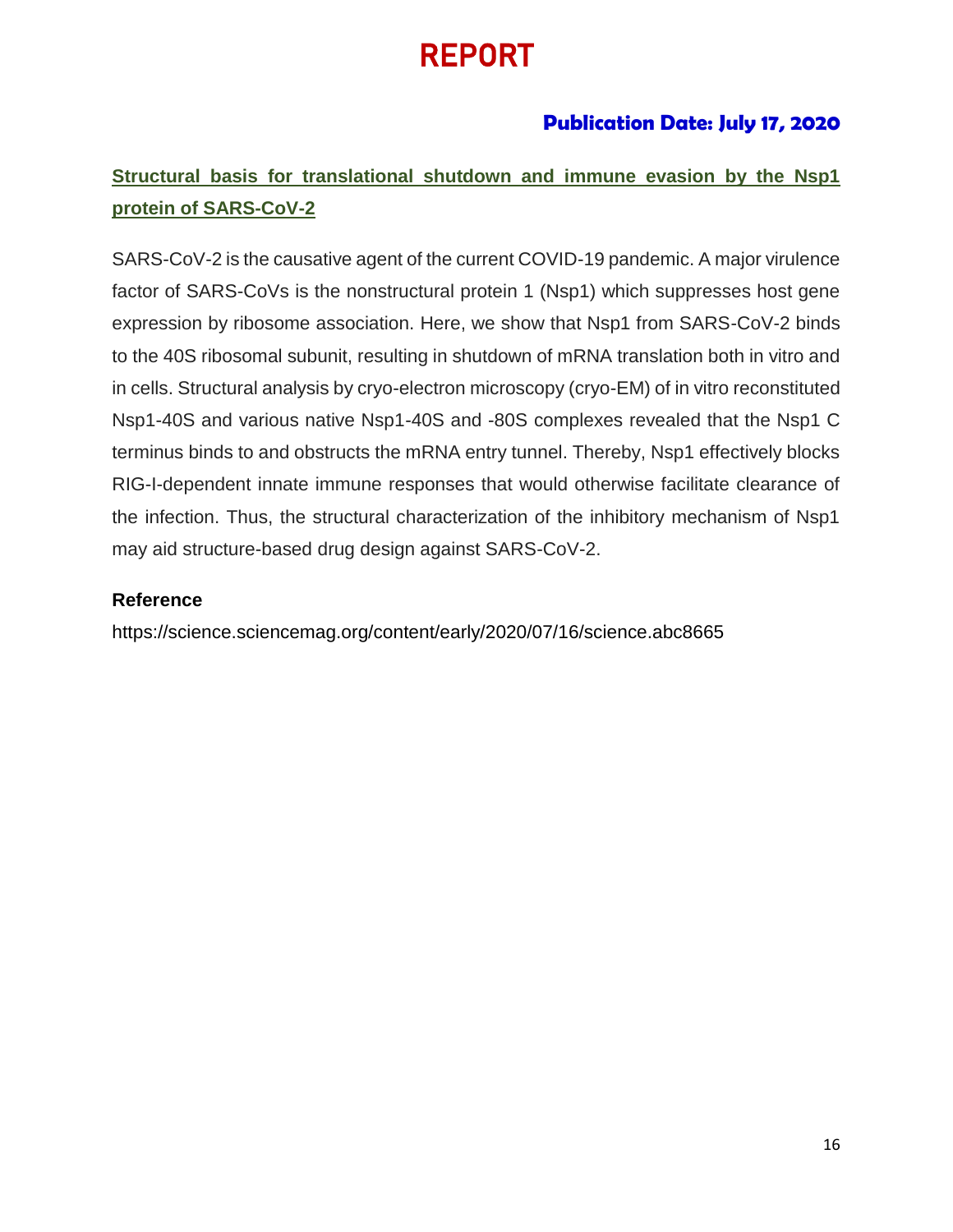# REPORT

**Publication Date: July 17, 2020**

## Structural basis for translational shutdown and immune evasion by the Nsp1 protein of SARS-CoV-2

SARS-CoV-2 is the causative agent of the current COVID-19 pandemic. A major virulence factor of SARS-CoVs is the nonstructural protein 1 (Nsp1) which suppresses host gene expression by ribosome association. Here, we show that Nsp1 from SARS-CoV-2 binds to the 40S ribosomal subunit, resulting in shutdown of mRNA translation both in vitro and in cells. Structural analysis by cryo-electron microscopy (cryo-EM) of in vitro reconstituted Nsp1-40S and various native Nsp1-40S and -80S complexes revealed that the Nsp1 C terminus binds to and obstructs the mRNA entry tunnel. Thereby, Nsp1 effectively blocks RIG-I-dependent innate immune responses that would otherwise facilitate clearance of the infection. Thus, the structural characterization of the inhibitory mechanism of Nsp1 may aid structure-based drug design against SARS-CoV-2.

**Reference**

https://science.sciencemag.org/content/early/2020/07/16/science.abc8665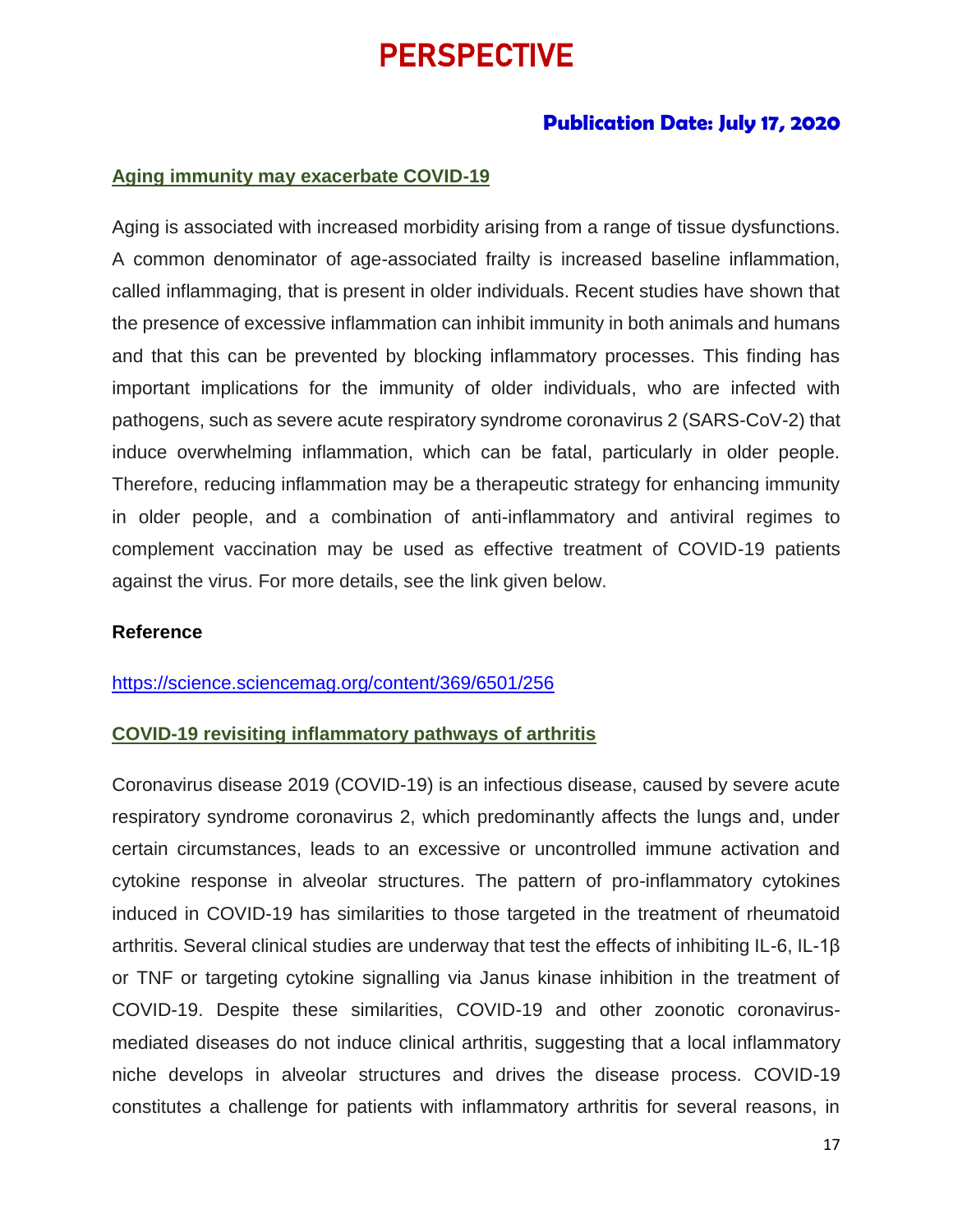# PERSPECTIVE

**Publication Date: July 17, 2020**

## Aging immunity may exacerbate COVID-19

Aging is associated with increased morbidity arising from a range of tissue dysfunctions. A common denominator of age-associated frailty is increased baseline inflammation, called inflammaging, that is present in older individuals. Recent studies have shown that the presence of excessive inflammation can inhibit immunity in both animals and humans and that this can be prevented by blocking inflammatory processes. This finding has important implications for the immunity of older individuals, who are infected with pathogens, such as severe acute respiratory syndrome coronavirus 2 (SARS-CoV-2) that induce overwhelming inflammation, which can be fatal, particularly in older people. Therefore, reducing inflammation may be a therapeutic strategy for enhancing immunity in older people, and a combination of anti-inflammatory and antiviral regimes to complement vaccination may be used as effective treatment of COVID-19 patients against the virus. For more details, see the link given below.

**Reference**

https://science.sciencemag.org/content/369/6501/256

## COVID-19 revisiting inflammatory pathways of arthritis

Coronavirus disease 2019 (COVID-19) is an infectious disease, caused by severe acute respiratory syndrome coronavirus 2, which predominantly affects the lungs and, under certain circumstances, leads to an excessive or uncontrolled immune activation and cytokine response in alveolar structures. The pattern of pro-inflammatory cytokines induced in COVID-19 has similarities to those targeted in the treatment of rheumatoid arthritis. Several clinical studies are underway that test the effects of inhibiting IL-6, IL-1β or TNF or targeting cytokine signalling via Janus kinase inhibition in the treatment of COVID-19. Despite these similarities, COVID-19 and other zoonotic coronavirus-mediated diseases do not induce clinical arthritis, suggesting that a local inflammatory niche develops in alveolar structures and drives the disease process. COVID-19 constitutes a challenge for patients with inflammatory arthritis for several reasons, in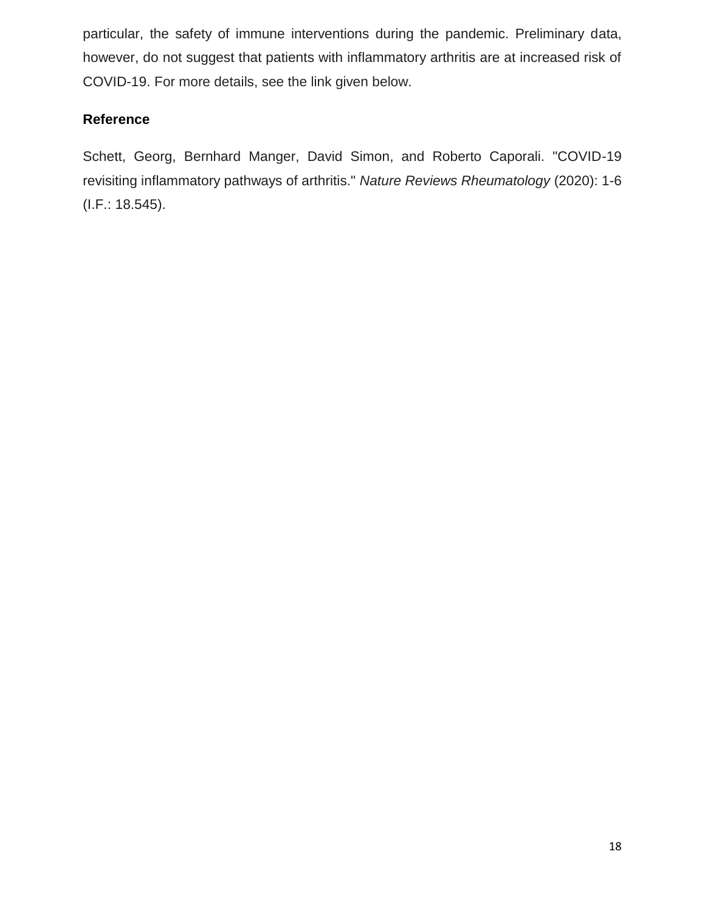particular, the safety of immune interventions during the pandemic. Preliminary data, however, do not suggest that patients with inflammatory arthritis are at increased risk of COVID-19. For more details, see the link given below.

**Reference**

Schett, Georg, Bernhard Manger, David Simon, and Roberto Caporali. "COVID-19 revisiting inflammatory pathways of arthritis." *Nature Reviews Rheumatology* (2020): 1-6 (I.F.: 18.545).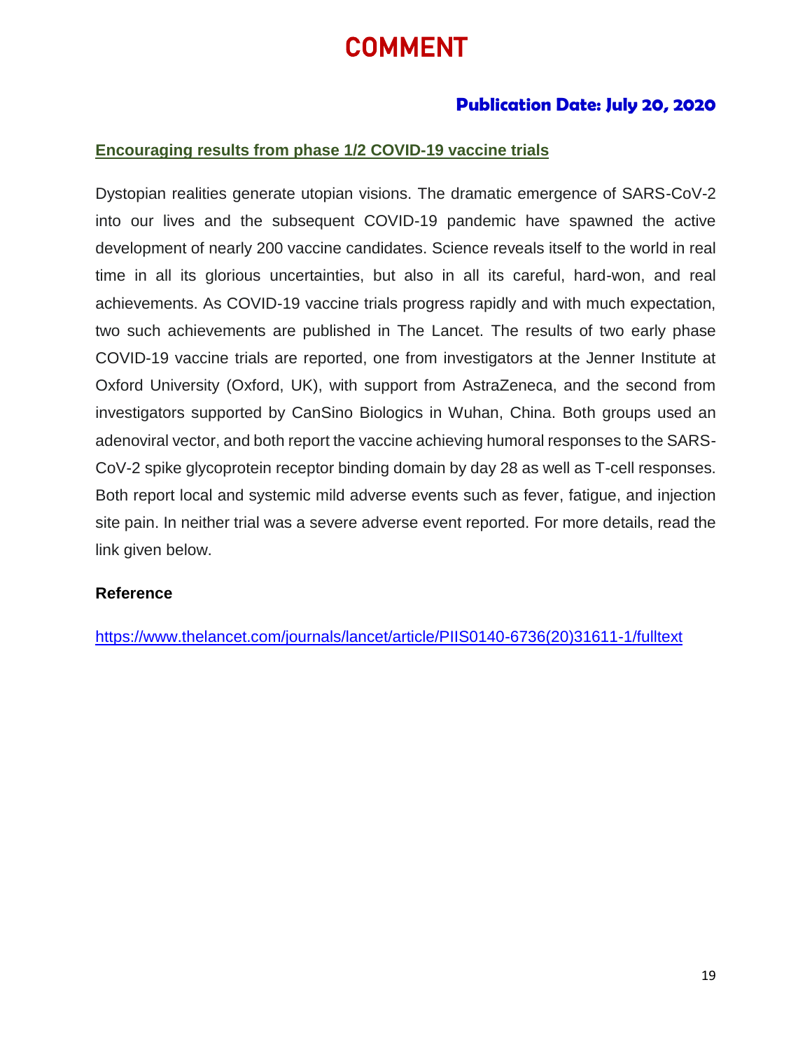# COMMENT

**Publication Date: July 20, 2020**

## Encouraging results from phase 1/2 COVID-19 vaccine trials

Dystopian realities generate utopian visions. The dramatic emergence of SARS-CoV-2 into our lives and the subsequent COVID-19 pandemic have spawned the active development of nearly 200 vaccine candidates. Science reveals itself to the world in real time in all its glorious uncertainties, but also in all its careful, hard-won, and real achievements. As COVID-19 vaccine trials progress rapidly and with much expectation, two such achievements are published in The Lancet. The results of two early phase COVID-19 vaccine trials are reported, one from investigators at the Jenner Institute at Oxford University (Oxford, UK), with support from AstraZeneca, and the second from investigators supported by CanSino Biologics in Wuhan, China. Both groups used an adenoviral vector, and both report the vaccine achieving humoral responses to the SARS-CoV-2 spike glycoprotein receptor binding domain by day 28 as well as T-cell responses. Both report local and systemic mild adverse events such as fever, fatigue, and injection site pain. In neither trial was a severe adverse event reported. For more details, read the link given below.

**Reference**

https://www.thelancet.com/journals/lancet/article/PIIS0140-6736(20)31611-1/fulltext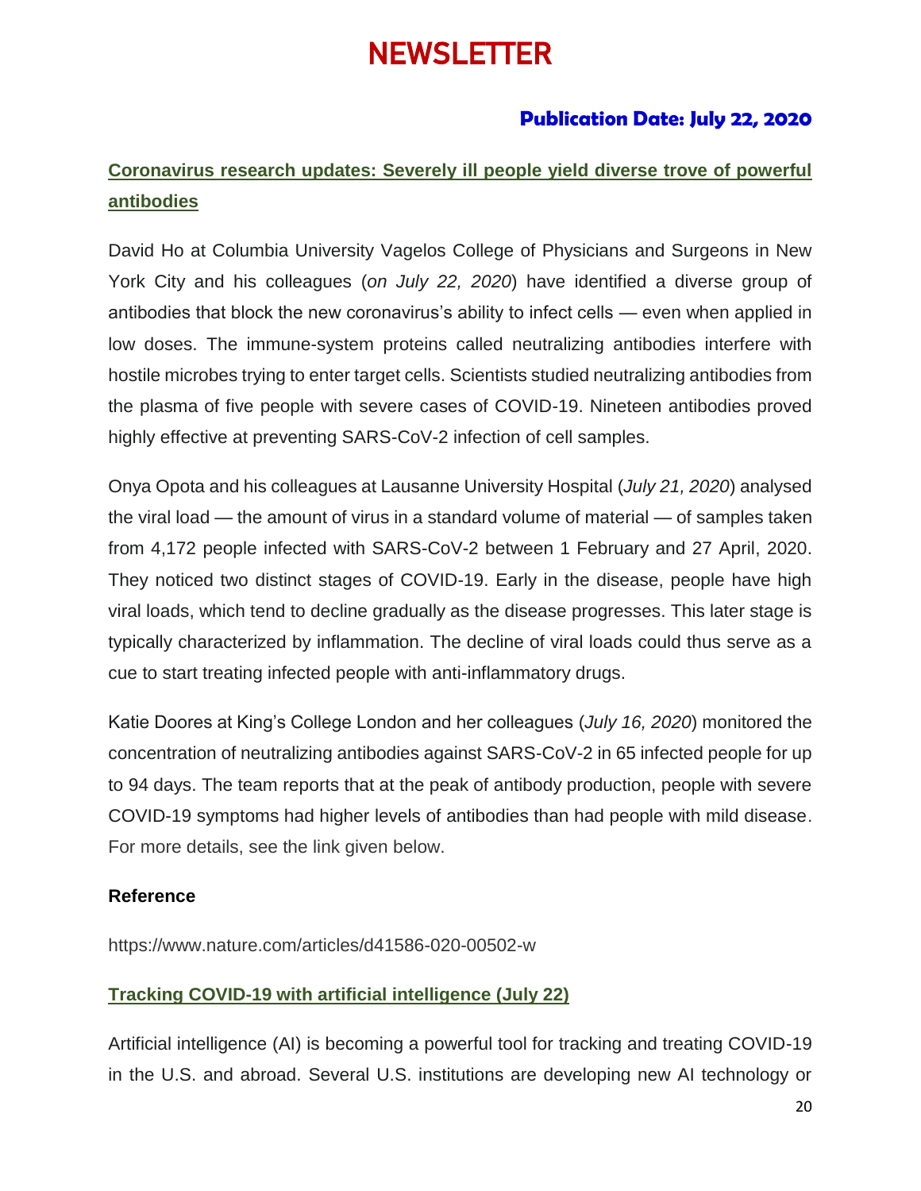# NEWSLETTER

**Publication Date: July 22, 2020**

## Coronavirus research updates: Severely ill people yield diverse trove of powerful antibodies

David Ho at Columbia University Vagelos College of Physicians and Surgeons in New York City and his colleagues (*on July 22, 2020*) have identified a diverse group of antibodies that block the new coronavirus's ability to infect cells — even when applied in low doses. The immune-system proteins called neutralizing antibodies interfere with hostile microbes trying to enter target cells. Scientists studied neutralizing antibodies from the plasma of five people with severe cases of COVID-19. Nineteen antibodies proved highly effective at preventing SARS-CoV-2 infection of cell samples.

Onya Opota and his colleagues at Lausanne University Hospital (*July 21, 2020*) analysed the viral load — the amount of virus in a standard volume of material — of samples taken from 4,172 people infected with SARS-CoV-2 between 1 February and 27 April, 2020. They noticed two distinct stages of COVID-19. Early in the disease, people have high viral loads, which tend to decline gradually as the disease progresses. This later stage is typically characterized by inflammation. The decline of viral loads could thus serve as a cue to start treating infected people with anti-inflammatory drugs.

Katie Doores at King's College London and her colleagues (*July 16, 2020*) monitored the concentration of neutralizing antibodies against SARS-CoV-2 in 65 infected people for up to 94 days. The team reports that at the peak of antibody production, people with severe COVID-19 symptoms had higher levels of antibodies than had people with mild disease. For more details, see the link given below.

**Reference**

https://www.nature.com/articles/d41586-020-00502-w

## Tracking COVID-19 with artificial intelligence (July 22)

Artificial intelligence (AI) is becoming a powerful tool for tracking and treating COVID-19 in the U.S. and abroad. Several U.S. institutions are developing new AI technology or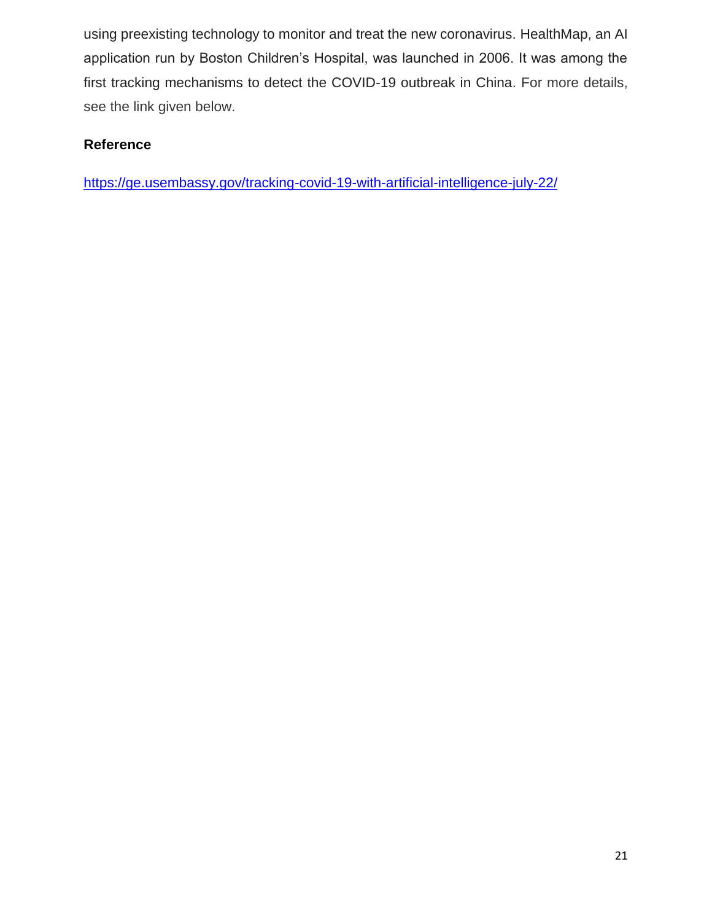using preexisting technology to monitor and treat the new coronavirus. HealthMap, an AI application run by Boston Children's Hospital, was launched in 2006. It was among the first tracking mechanisms to detect the COVID-19 outbreak in China. For more details, see the link given below.

**Reference**

https://ge.usembassy.gov/tracking-covid-19-with-artificial-intelligence-july-22/